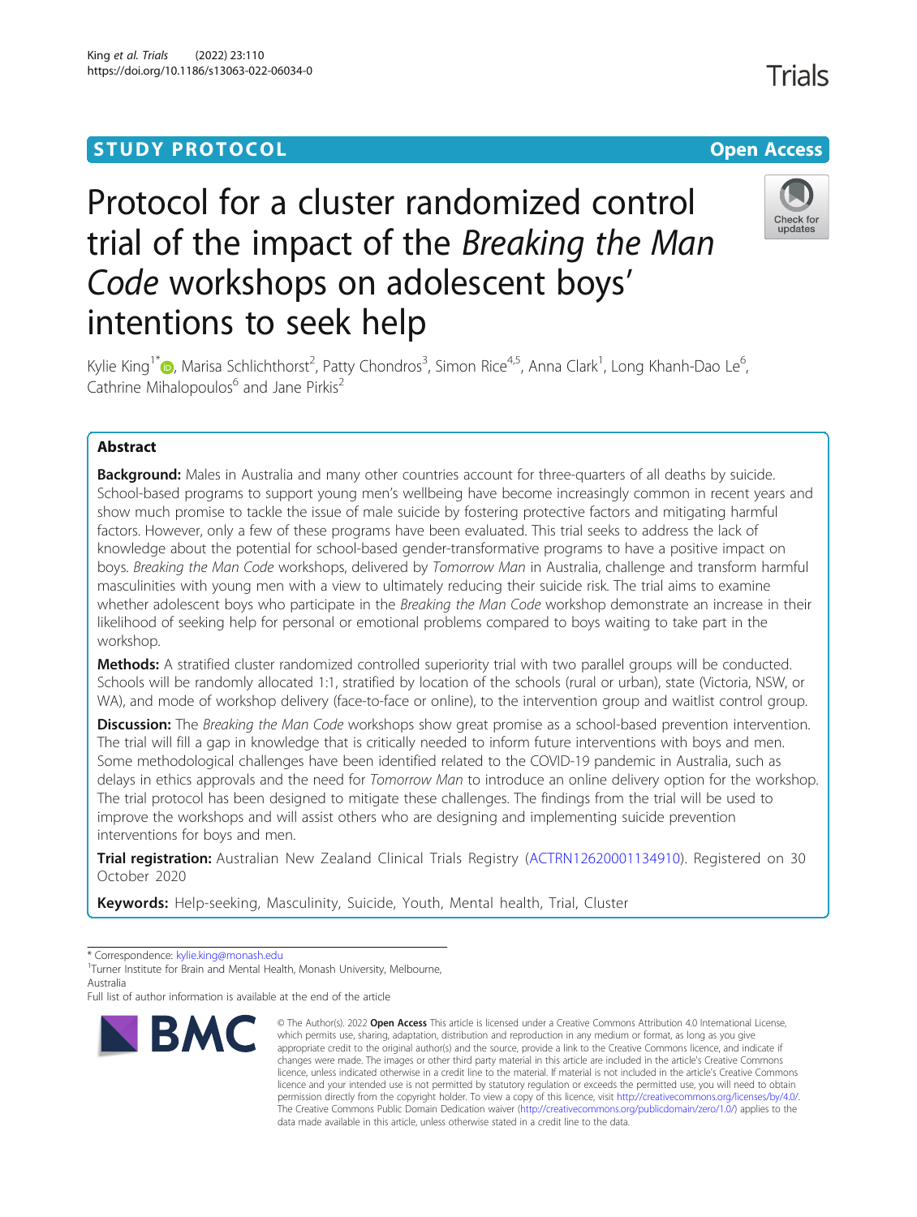STUDY PROTOCOL

Open Access

# Protocol for a cluster randomized control trial of the impact of the *Breaking the Man Code* workshops on adolescent boys' intentions to seek help

Kylie King[1*], Marisa Schlichthorst[2], Patty Chondros[3], Simon Rice[4,5], Anna Clark[1], Long Khanh-Dao Le[6], Cathrine Mihalopoulos[6] and Jane Pirkis[2]

## Abstract

**Background:** Males in Australia and many other countries account for three-quarters of all deaths by suicide. School-based programs to support young men's wellbeing have become increasingly common in recent years and show much promise to tackle the issue of male suicide by fostering protective factors and mitigating harmful factors. However, only a few of these programs have been evaluated. This trial seeks to address the lack of knowledge about the potential for school-based gender-transformative programs to have a positive impact on boys. *Breaking the Man Code* workshops, delivered by *Tomorrow Man* in Australia, challenge and transform harmful masculinities with young men with a view to ultimately reducing their suicide risk. The trial aims to examine whether adolescent boys who participate in the *Breaking the Man Code* workshop demonstrate an increase in their likelihood of seeking help for personal or emotional problems compared to boys waiting to take part in the workshop.

**Methods:** A stratified cluster randomized controlled superiority trial with two parallel groups will be conducted. Schools will be randomly allocated 1:1, stratified by location of the schools (rural or urban), state (Victoria, NSW, or WA), and mode of workshop delivery (face-to-face or online), to the intervention group and waitlist control group.

**Discussion:** The *Breaking the Man Code* workshops show great promise as a school-based prevention intervention. The trial will fill a gap in knowledge that is critically needed to inform future interventions with boys and men. Some methodological challenges have been identified related to the COVID-19 pandemic in Australia, such as delays in ethics approvals and the need for *Tomorrow Man* to introduce an online delivery option for the workshop. The trial protocol has been designed to mitigate these challenges. The findings from the trial will be used to improve the workshops and will assist others who are designing and implementing suicide prevention interventions for boys and men.

**Trial registration:** Australian New Zealand Clinical Trials Registry (ACTRN12620001134910). Registered on 30 October 2020

**Keywords:** Help-seeking, Masculinity, Suicide, Youth, Mental health, Trial, Cluster

---

\* Correspondence: kylie.king@monash.edu

[1]Turner Institute for Brain and Mental Health, Monash University, Melbourne, Australia

Full list of author information is available at the end of the article

© The Author(s). 2022 **Open Access** This article is licensed under a Creative Commons Attribution 4.0 International License, which permits use, sharing, adaptation, distribution and reproduction in any medium or format, as long as you give appropriate credit to the original author(s) and the source, provide a link to the Creative Commons licence, and indicate if changes were made. The images or other third party material in this article are included in the article's Creative Commons licence, unless indicated otherwise in a credit line to the material. If material is not included in the article's Creative Commons licence and your intended use is not permitted by statutory regulation or exceeds the permitted use, you will need to obtain permission directly from the copyright holder. To view a copy of this licence, visit http://creativecommons.org/licenses/by/4.0/. The Creative Commons Public Domain Dedication waiver (http://creativecommons.org/publicdomain/zero/1.0/) applies to the data made available in this article, unless otherwise stated in a credit line to the data.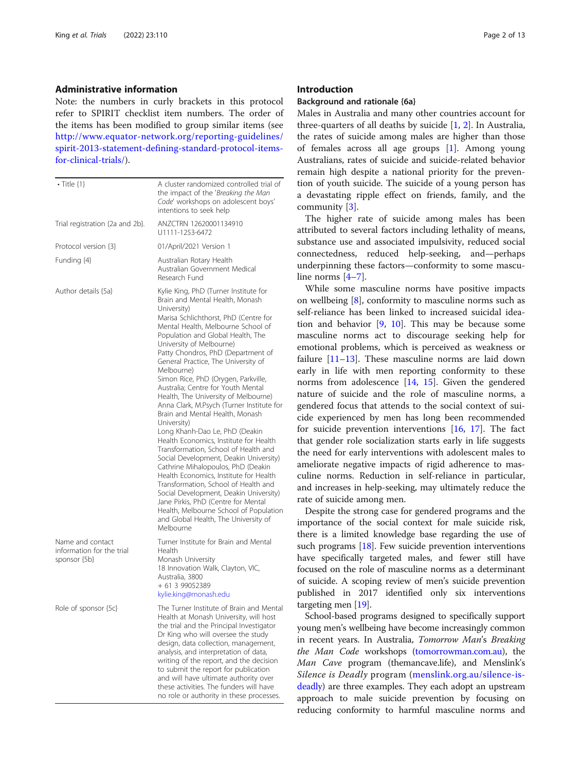## Administrative information

Note: the numbers in curly brackets in this protocol refer to SPIRIT checklist item numbers. The order of the items has been modified to group similar items (see http://www.equator-network.org/reporting-guidelines/spirit-2013-statement-defining-standard-protocol-items-for-clinical-trials/).

| | |
|---|---|
| • Title {1} | A cluster randomized controlled trial of the impact of the '*Breaking the Man Code*' workshops on adolescent boys' intentions to seek help |
| Trial registration {2a and 2b}. | ANZCTRN 12620001134910<br>U1111-1253-6472 |
| Protocol version {3} | 01/April/2021 Version 1 |
| Funding {4} | Australian Rotary Health<br>Australian Government Medical Research Fund |
| Author details {5a} | Kylie King, PhD (Turner Institute for Brain and Mental Health, Monash University)<br>Marisa Schlichthorst, PhD (Centre for Mental Health, Melbourne School of Population and Global Health, The University of Melbourne)<br>Patty Chondros, PhD (Department of General Practice, The University of Melbourne)<br>Simon Rice, PhD (Orygen, Parkville, Australia; Centre for Youth Mental Health, The University of Melbourne)<br>Anna Clark, M.Psych (Turner Institute for Brain and Mental Health, Monash University)<br>Long Khanh-Dao Le, PhD (Deakin Health Economics, Institute for Health Transformation, School of Health and Social Development, Deakin University)<br>Cathrine Mihalopoulos, PhD (Deakin Health Economics, Institute for Health Transformation, School of Health and Social Development, Deakin University)<br>Jane Pirkis, PhD (Centre for Mental Health, Melbourne School of Population and Global Health, The University of Melbourne |
| Name and contact information for the trial sponsor {5b} | Turner Institute for Brain and Mental Health<br>Monash University<br>18 Innovation Walk, Clayton, VIC, Australia, 3800<br>+ 61 3 99052389<br>kylie.king@monash.edu |
| Role of sponsor {5c} | The Turner Institute of Brain and Mental Health at Monash University, will host the trial and the Principal Investigator Dr King who will oversee the study design, data collection, management, analysis, and interpretation of data, writing of the report, and the decision to submit the report for publication and will have ultimate authority over these activities. The funders will have no role or authority in these processes. |

## Introduction

### Background and rationale {6a}

Males in Australia and many other countries account for three-quarters of all deaths by suicide [1, 2]. In Australia, the rates of suicide among males are higher than those of females across all age groups [1]. Among young Australians, rates of suicide and suicide-related behavior remain high despite a national priority for the prevention of youth suicide. The suicide of a young person has a devastating ripple effect on friends, family, and the community [3].

The higher rate of suicide among males has been attributed to several factors including lethality of means, substance use and associated impulsivity, reduced social connectedness, reduced help-seeking, and—perhaps underpinning these factors—conformity to some masculine norms [4–7].

While some masculine norms have positive impacts on wellbeing [8], conformity to masculine norms such as self-reliance has been linked to increased suicidal ideation and behavior [9, 10]. This may be because some masculine norms act to discourage seeking help for emotional problems, which is perceived as weakness or failure [11–13]. These masculine norms are laid down early in life with men reporting conformity to these norms from adolescence [14, 15]. Given the gendered nature of suicide and the role of masculine norms, a gendered focus that attends to the social context of suicide experienced by men has long been recommended for suicide prevention interventions [16, 17]. The fact that gender role socialization starts early in life suggests the need for early interventions with adolescent males to ameliorate negative impacts of rigid adherence to masculine norms. Reduction in self-reliance in particular, and increases in help-seeking, may ultimately reduce the rate of suicide among men.

Despite the strong case for gendered programs and the importance of the social context for male suicide risk, there is a limited knowledge base regarding the use of such programs [18]. Few suicide prevention interventions have specifically targeted males, and fewer still have focused on the role of masculine norms as a determinant of suicide. A scoping review of men's suicide prevention published in 2017 identified only six interventions targeting men [19].

School-based programs designed to specifically support young men's wellbeing have become increasingly common in recent years. In Australia, *Tomorrow Man*'s *Breaking the Man Code* workshops (tomorrowman.com.au), the *Man Cave* program (themancave.life), and Menslink's *Silence is Deadly* program (menslink.org.au/silence-is-deadly) are three examples. They each adopt an upstream approach to male suicide prevention by focusing on reducing conformity to harmful masculine norms and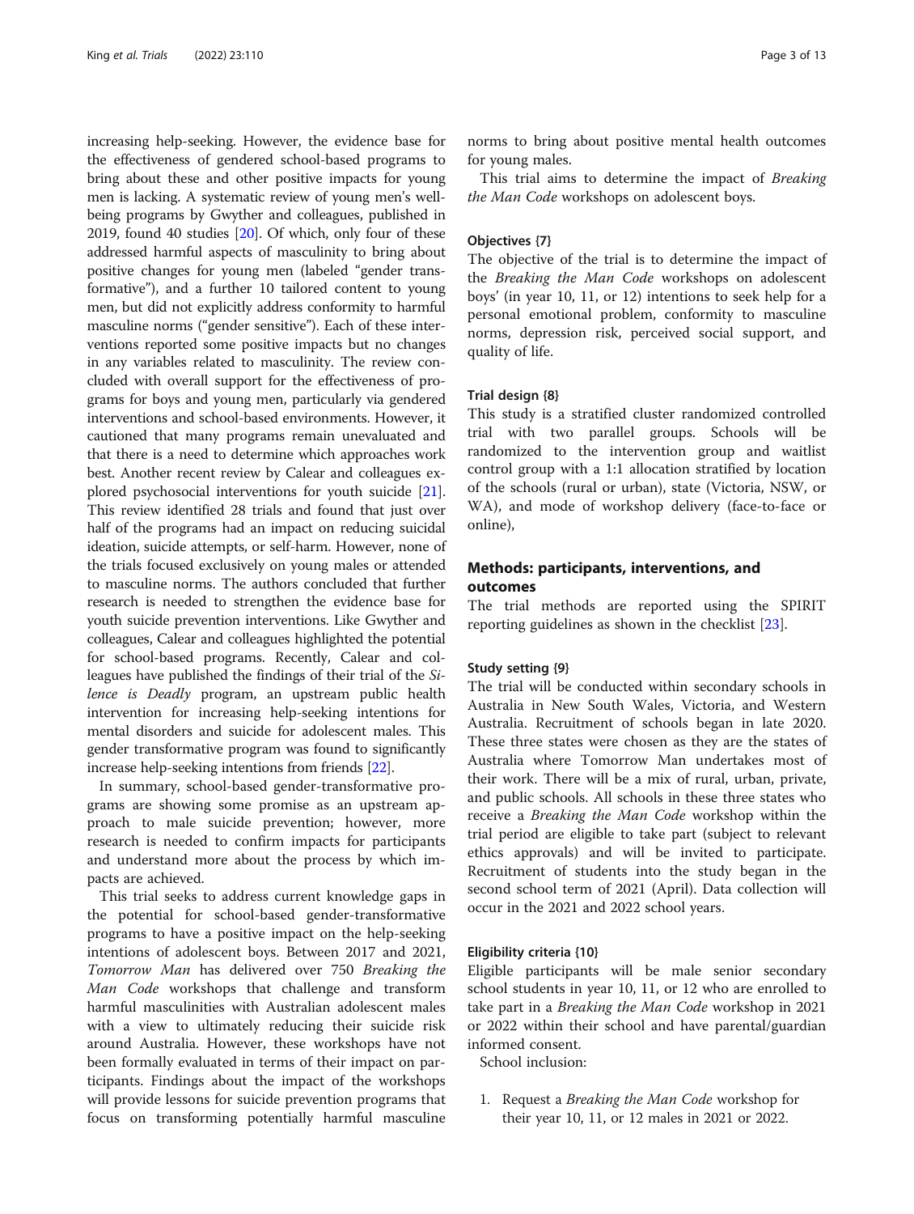increasing help-seeking. However, the evidence base for the effectiveness of gendered school-based programs to bring about these and other positive impacts for young men is lacking. A systematic review of young men's well-being programs by Gwyther and colleagues, published in 2019, found 40 studies [20]. Of which, only four of these addressed harmful aspects of masculinity to bring about positive changes for young men (labeled "gender transformative"), and a further 10 tailored content to young men, but did not explicitly address conformity to harmful masculine norms ("gender sensitive"). Each of these interventions reported some positive impacts but no changes in any variables related to masculinity. The review concluded with overall support for the effectiveness of programs for boys and young men, particularly via gendered interventions and school-based environments. However, it cautioned that many programs remain unevaluated and that there is a need to determine which approaches work best. Another recent review by Calear and colleagues explored psychosocial interventions for youth suicide [21]. This review identified 28 trials and found that just over half of the programs had an impact on reducing suicidal ideation, suicide attempts, or self-harm. However, none of the trials focused exclusively on young males or attended to masculine norms. The authors concluded that further research is needed to strengthen the evidence base for youth suicide prevention interventions. Like Gwyther and colleagues, Calear and colleagues highlighted the potential for school-based programs. Recently, Calear and colleagues have published the findings of their trial of the *Silence is Deadly* program, an upstream public health intervention for increasing help-seeking intentions for mental disorders and suicide for adolescent males. This gender transformative program was found to significantly increase help-seeking intentions from friends [22].

In summary, school-based gender-transformative programs are showing some promise as an upstream approach to male suicide prevention; however, more research is needed to confirm impacts for participants and understand more about the process by which impacts are achieved.

This trial seeks to address current knowledge gaps in the potential for school-based gender-transformative programs to have a positive impact on the help-seeking intentions of adolescent boys. Between 2017 and 2021, *Tomorrow Man* has delivered over 750 *Breaking the Man Code* workshops that challenge and transform harmful masculinities with Australian adolescent males with a view to ultimately reducing their suicide risk around Australia. However, these workshops have not been formally evaluated in terms of their impact on participants. Findings about the impact of the workshops will provide lessons for suicide prevention programs that focus on transforming potentially harmful masculine norms to bring about positive mental health outcomes for young males.

This trial aims to determine the impact of *Breaking the Man Code* workshops on adolescent boys.

### Objectives {7}

The objective of the trial is to determine the impact of the *Breaking the Man Code* workshops on adolescent boys' (in year 10, 11, or 12) intentions to seek help for a personal emotional problem, conformity to masculine norms, depression risk, perceived social support, and quality of life.

### Trial design {8}

This study is a stratified cluster randomized controlled trial with two parallel groups. Schools will be randomized to the intervention group and waitlist control group with a 1:1 allocation stratified by location of the schools (rural or urban), state (Victoria, NSW, or WA), and mode of workshop delivery (face-to-face or online),

## Methods: participants, interventions, and outcomes

The trial methods are reported using the SPIRIT reporting guidelines as shown in the checklist [23].

### Study setting {9}

The trial will be conducted within secondary schools in Australia in New South Wales, Victoria, and Western Australia. Recruitment of schools began in late 2020. These three states were chosen as they are the states of Australia where Tomorrow Man undertakes most of their work. There will be a mix of rural, urban, private, and public schools. All schools in these three states who receive a *Breaking the Man Code* workshop within the trial period are eligible to take part (subject to relevant ethics approvals) and will be invited to participate. Recruitment of students into the study began in the second school term of 2021 (April). Data collection will occur in the 2021 and 2022 school years.

### Eligibility criteria {10}

Eligible participants will be male senior secondary school students in year 10, 11, or 12 who are enrolled to take part in a *Breaking the Man Code* workshop in 2021 or 2022 within their school and have parental/guardian informed consent.

School inclusion:

1. Request a *Breaking the Man Code* workshop for their year 10, 11, or 12 males in 2021 or 2022.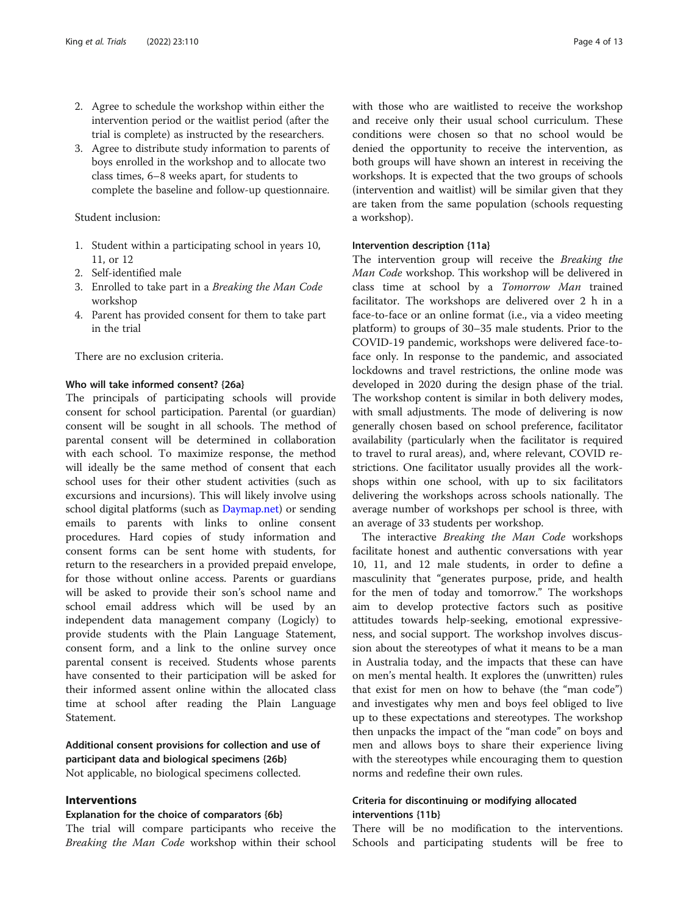2. Agree to schedule the workshop within either the intervention period or the waitlist period (after the trial is complete) as instructed by the researchers.
3. Agree to distribute study information to parents of boys enrolled in the workshop and to allocate two class times, 6–8 weeks apart, for students to complete the baseline and follow-up questionnaire.

Student inclusion:

1. Student within a participating school in years 10, 11, or 12
2. Self-identified male
3. Enrolled to take part in a *Breaking the Man Code* workshop
4. Parent has provided consent for them to take part in the trial

There are no exclusion criteria.

#### Who will take informed consent? {26a}

The principals of participating schools will provide consent for school participation. Parental (or guardian) consent will be sought in all schools. The method of parental consent will be determined in collaboration with each school. To maximize response, the method will ideally be the same method of consent that each school uses for their other student activities (such as excursions and incursions). This will likely involve using school digital platforms (such as Daymap.net) or sending emails to parents with links to online consent procedures. Hard copies of study information and consent forms can be sent home with students, for return to the researchers in a provided prepaid envelope, for those without online access. Parents or guardians will be asked to provide their son's school name and school email address which will be used by an independent data management company (Logicly) to provide students with the Plain Language Statement, consent form, and a link to the online survey once parental consent is received. Students whose parents have consented to their participation will be asked for their informed assent online within the allocated class time at school after reading the Plain Language Statement.

#### Additional consent provisions for collection and use of participant data and biological specimens {26b}

Not applicable, no biological specimens collected.

### Interventions

#### Explanation for the choice of comparators {6b}

The trial will compare participants who receive the *Breaking the Man Code* workshop within their school with those who are waitlisted to receive the workshop and receive only their usual school curriculum. These conditions were chosen so that no school would be denied the opportunity to receive the intervention, as both groups will have shown an interest in receiving the workshops. It is expected that the two groups of schools (intervention and waitlist) will be similar given that they are taken from the same population (schools requesting a workshop).

#### Intervention description {11a}

The intervention group will receive the *Breaking the Man Code* workshop. This workshop will be delivered in class time at school by a *Tomorrow Man* trained facilitator. The workshops are delivered over 2 h in a face-to-face or an online format (i.e., via a video meeting platform) to groups of 30–35 male students. Prior to the COVID-19 pandemic, workshops were delivered face-to-face only. In response to the pandemic, and associated lockdowns and travel restrictions, the online mode was developed in 2020 during the design phase of the trial. The workshop content is similar in both delivery modes, with small adjustments. The mode of delivering is now generally chosen based on school preference, facilitator availability (particularly when the facilitator is required to travel to rural areas), and, where relevant, COVID restrictions. One facilitator usually provides all the workshops within one school, with up to six facilitators delivering the workshops across schools nationally. The average number of workshops per school is three, with an average of 33 students per workshop.

The interactive *Breaking the Man Code* workshops facilitate honest and authentic conversations with year 10, 11, and 12 male students, in order to define a masculinity that "generates purpose, pride, and health for the men of today and tomorrow." The workshops aim to develop protective factors such as positive attitudes towards help-seeking, emotional expressiveness, and social support. The workshop involves discussion about the stereotypes of what it means to be a man in Australia today, and the impacts that these can have on men's mental health. It explores the (unwritten) rules that exist for men on how to behave (the "man code") and investigates why men and boys feel obliged to live up to these expectations and stereotypes. The workshop then unpacks the impact of the "man code" on boys and men and allows boys to share their experience living with the stereotypes while encouraging them to question norms and redefine their own rules.

#### Criteria for discontinuing or modifying allocated interventions {11b}

There will be no modification to the interventions. Schools and participating students will be free to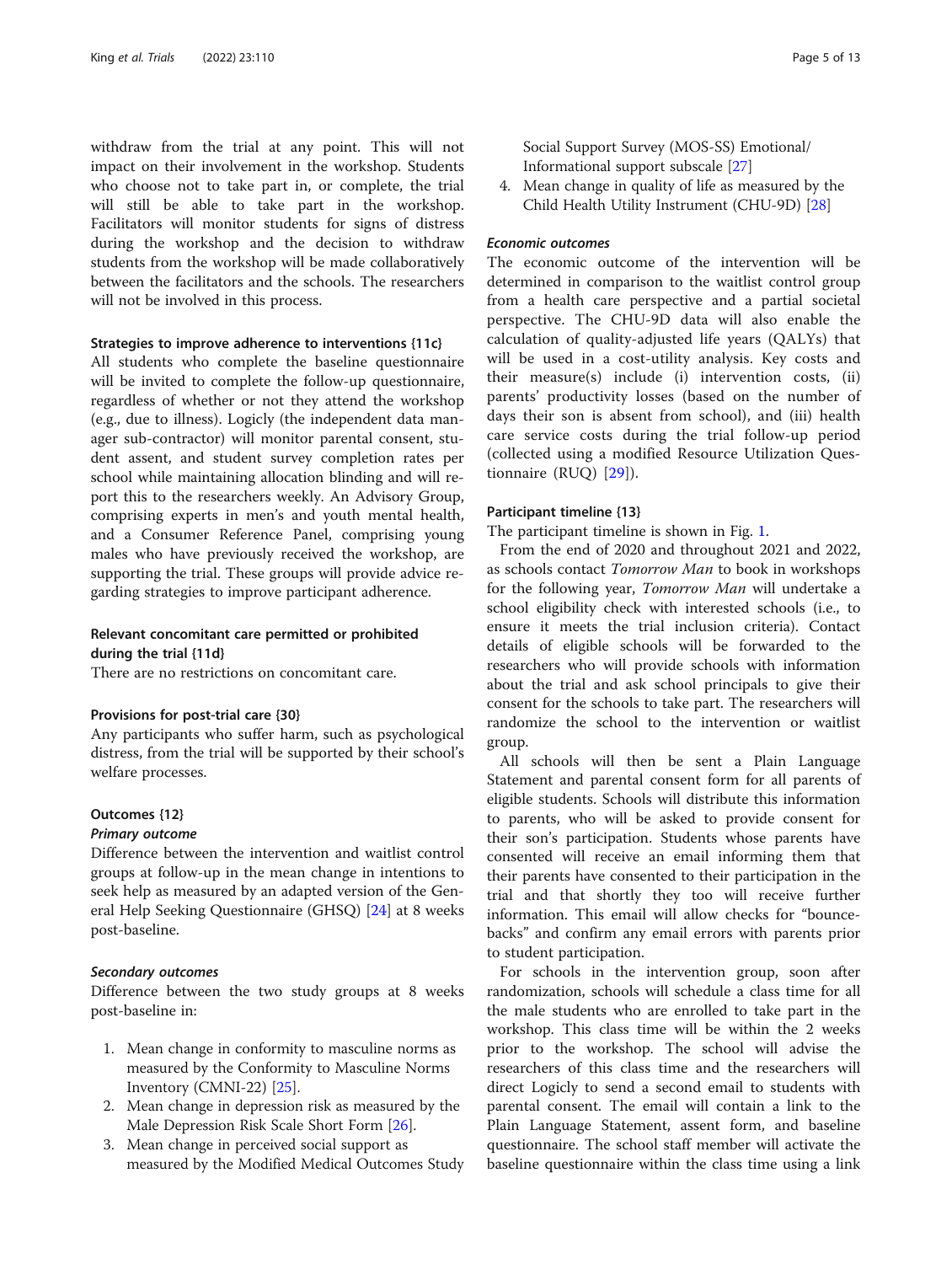withdraw from the trial at any point. This will not impact on their involvement in the workshop. Students who choose not to take part in, or complete, the trial will still be able to take part in the workshop. Facilitators will monitor students for signs of distress during the workshop and the decision to withdraw students from the workshop will be made collaboratively between the facilitators and the schools. The researchers will not be involved in this process.

#### Strategies to improve adherence to interventions {11c}

All students who complete the baseline questionnaire will be invited to complete the follow-up questionnaire, regardless of whether or not they attend the workshop (e.g., due to illness). Logicly (the independent data manager sub-contractor) will monitor parental consent, student assent, and student survey completion rates per school while maintaining allocation blinding and will report this to the researchers weekly. An Advisory Group, comprising experts in men's and youth mental health, and a Consumer Reference Panel, comprising young males who have previously received the workshop, are supporting the trial. These groups will provide advice regarding strategies to improve participant adherence.

#### Relevant concomitant care permitted or prohibited during the trial {11d}

There are no restrictions on concomitant care.

#### Provisions for post-trial care {30}

Any participants who suffer harm, such as psychological distress, from the trial will be supported by their school's welfare processes.

#### Outcomes {12}

##### *Primary outcome*

Difference between the intervention and waitlist control groups at follow-up in the mean change in intentions to seek help as measured by an adapted version of the General Help Seeking Questionnaire (GHSQ) [24] at 8 weeks post-baseline.

##### *Secondary outcomes*

Difference between the two study groups at 8 weeks post-baseline in:

1. Mean change in conformity to masculine norms as measured by the Conformity to Masculine Norms Inventory (CMNI-22) [25].
2. Mean change in depression risk as measured by the Male Depression Risk Scale Short Form [26].
3. Mean change in perceived social support as measured by the Modified Medical Outcomes Study Social Support Survey (MOS-SS) Emotional/Informational support subscale [27]
4. Mean change in quality of life as measured by the Child Health Utility Instrument (CHU-9D) [28]

##### *Economic outcomes*

The economic outcome of the intervention will be determined in comparison to the waitlist control group from a health care perspective and a partial societal perspective. The CHU-9D data will also enable the calculation of quality-adjusted life years (QALYs) that will be used in a cost-utility analysis. Key costs and their measure(s) include (i) intervention costs, (ii) parents' productivity losses (based on the number of days their son is absent from school), and (iii) health care service costs during the trial follow-up period (collected using a modified Resource Utilization Questionnaire (RUQ) [29]).

#### Participant timeline {13}

The participant timeline is shown in Fig. 1.

From the end of 2020 and throughout 2021 and 2022, as schools contact *Tomorrow Man* to book in workshops for the following year, *Tomorrow Man* will undertake a school eligibility check with interested schools (i.e., to ensure it meets the trial inclusion criteria). Contact details of eligible schools will be forwarded to the researchers who will provide schools with information about the trial and ask school principals to give their consent for the schools to take part. The researchers will randomize the school to the intervention or waitlist group.

All schools will then be sent a Plain Language Statement and parental consent form for all parents of eligible students. Schools will distribute this information to parents, who will be asked to provide consent for their son's participation. Students whose parents have consented will receive an email informing them that their parents have consented to their participation in the trial and that shortly they too will receive further information. This email will allow checks for "bounce-backs" and confirm any email errors with parents prior to student participation.

For schools in the intervention group, soon after randomization, schools will schedule a class time for all the male students who are enrolled to take part in the workshop. This class time will be within the 2 weeks prior to the workshop. The school will advise the researchers of this class time and the researchers will direct Logicly to send a second email to students with parental consent. The email will contain a link to the Plain Language Statement, assent form, and baseline questionnaire. The school staff member will activate the baseline questionnaire within the class time using a link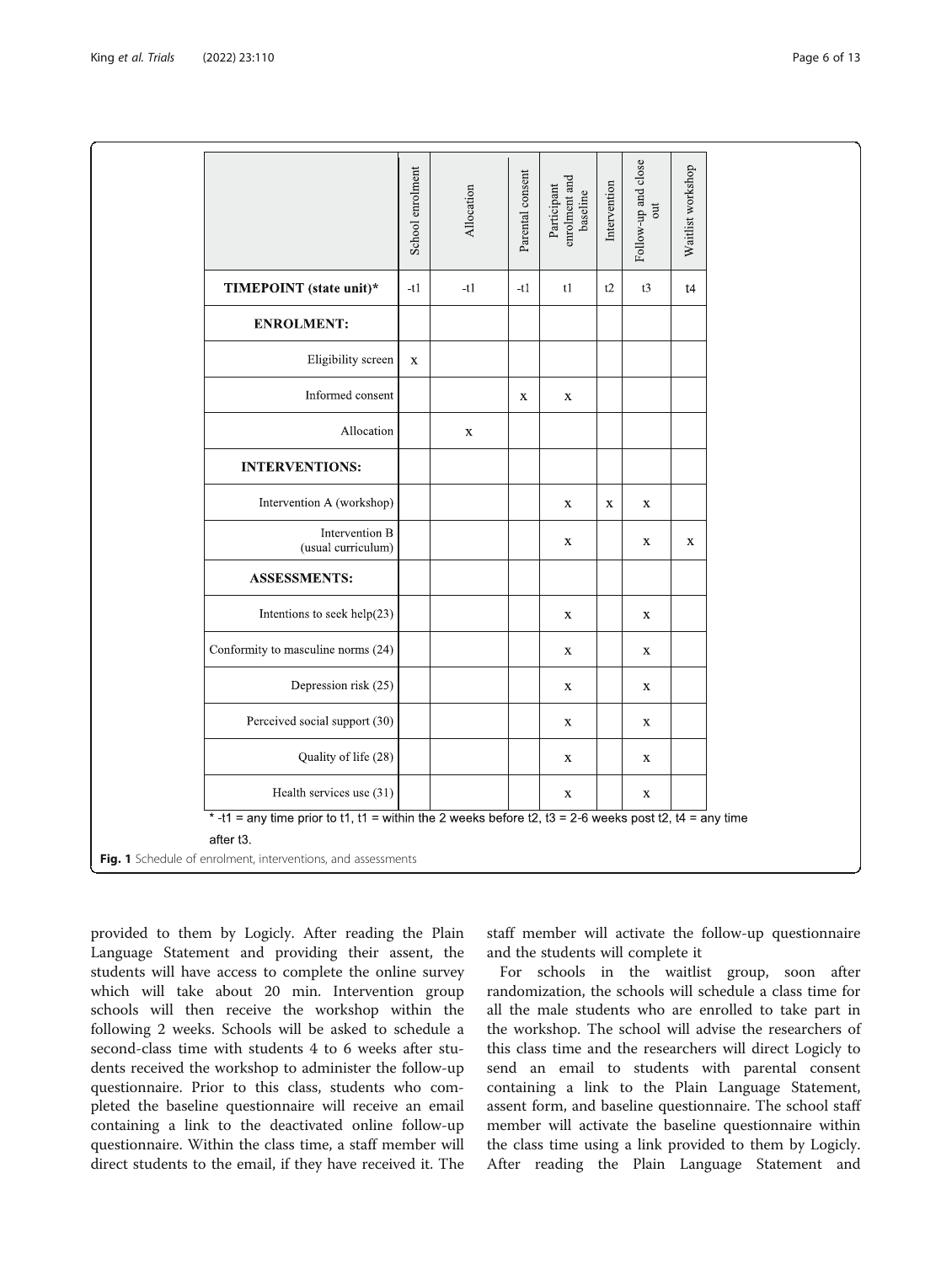| | School enrolment | Allocation | Parental consent | Participant enrolment and baseline | Intervention | Follow-up and close out | Waitlist workshop |
|---|---|---|---|---|---|---|---|
| **TIMEPOINT (state unit)*** | -t1 | -t1 | -t1 | t1 | t2 | t3 | t4 |
| **ENROLMENT:** | | | | | | | |
| Eligibility screen | x | | | | | | |
| Informed consent | | | x | x | | | |
| Allocation | | x | | | | | |
| **INTERVENTIONS:** | | | | | | | |
| Intervention A (workshop) | | | | x | x | x | |
| Intervention B (usual curriculum) | | | | x | | x | x |
| **ASSESSMENTS:** | | | | | | | |
| Intentions to seek help(23) | | | | x | | x | |
| Conformity to masculine norms (24) | | | | x | | x | |
| Depression risk (25) | | | | x | | x | |
| Perceived social support (30) | | | | x | | x | |
| Quality of life (28) | | | | x | | x | |
| Health services use (31) | | | | x | | x | |

* -t1 = any time prior to t1, t1 = within the 2 weeks before t2, t3 = 2-6 weeks post t2, t4 = any time after t3.

**Fig. 1** Schedule of enrolment, interventions, and assessments

provided to them by Logicly. After reading the Plain Language Statement and providing their assent, the students will have access to complete the online survey which will take about 20 min. Intervention group schools will then receive the workshop within the following 2 weeks. Schools will be asked to schedule a second-class time with students 4 to 6 weeks after students received the workshop to administer the follow-up questionnaire. Prior to this class, students who completed the baseline questionnaire will receive an email containing a link to the deactivated online follow-up questionnaire. Within the class time, a staff member will direct students to the email, if they have received it. The staff member will activate the follow-up questionnaire and the students will complete it

For schools in the waitlist group, soon after randomization, the schools will schedule a class time for all the male students who are enrolled to take part in the workshop. The school will advise the researchers of this class time and the researchers will direct Logicly to send an email to students with parental consent containing a link to the Plain Language Statement, assent form, and baseline questionnaire. The school staff member will activate the baseline questionnaire within the class time using a link provided to them by Logicly. After reading the Plain Language Statement and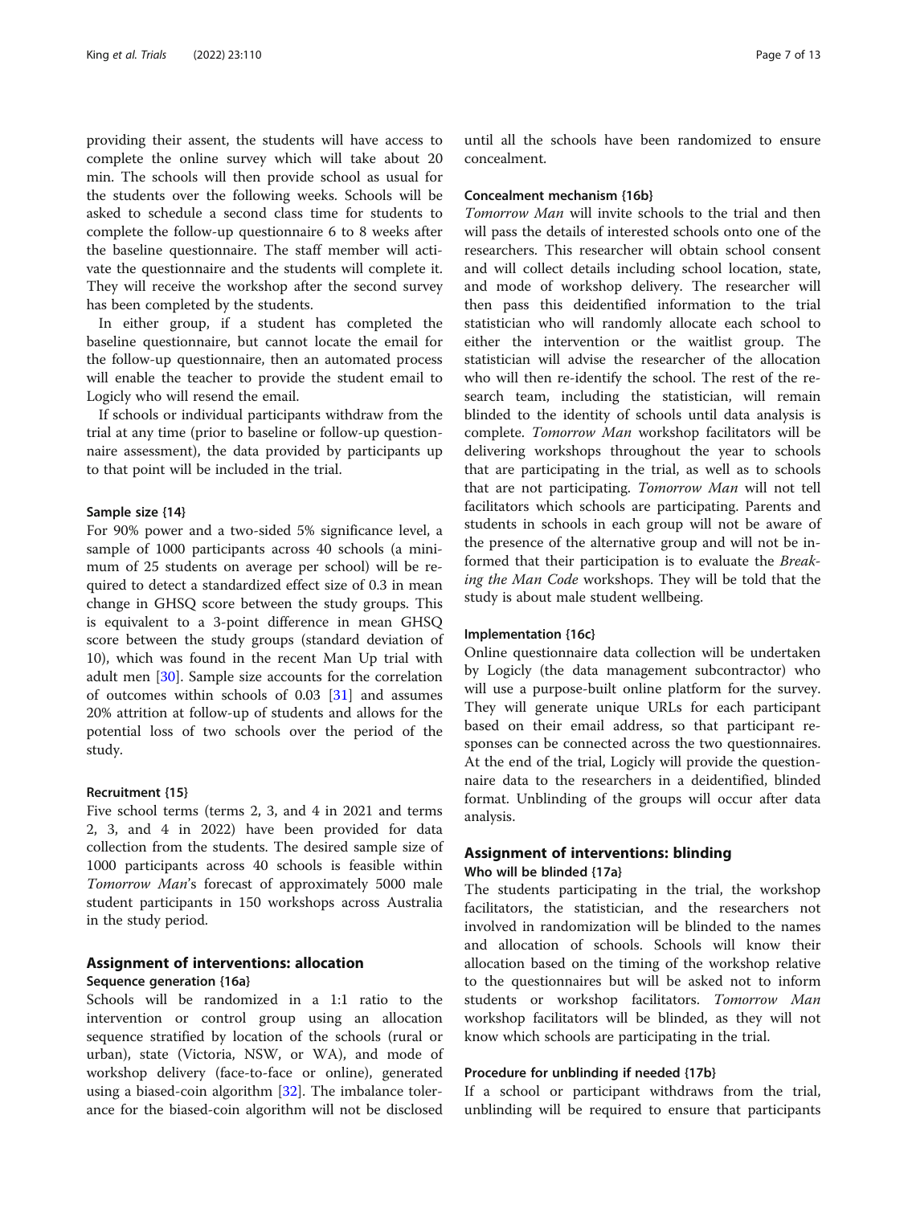providing their assent, the students will have access to complete the online survey which will take about 20 min. The schools will then provide school as usual for the students over the following weeks. Schools will be asked to schedule a second class time for students to complete the follow-up questionnaire 6 to 8 weeks after the baseline questionnaire. The staff member will activate the questionnaire and the students will complete it. They will receive the workshop after the second survey has been completed by the students.

In either group, if a student has completed the baseline questionnaire, but cannot locate the email for the follow-up questionnaire, then an automated process will enable the teacher to provide the student email to Logicly who will resend the email.

If schools or individual participants withdraw from the trial at any time (prior to baseline or follow-up questionnaire assessment), the data provided by participants up to that point will be included in the trial.

### Sample size {14}

For 90% power and a two-sided 5% significance level, a sample of 1000 participants across 40 schools (a minimum of 25 students on average per school) will be required to detect a standardized effect size of 0.3 in mean change in GHSQ score between the study groups. This is equivalent to a 3-point difference in mean GHSQ score between the study groups (standard deviation of 10), which was found in the recent Man Up trial with adult men [30]. Sample size accounts for the correlation of outcomes within schools of 0.03 [31] and assumes 20% attrition at follow-up of students and allows for the potential loss of two schools over the period of the study.

### Recruitment {15}

Five school terms (terms 2, 3, and 4 in 2021 and terms 2, 3, and 4 in 2022) have been provided for data collection from the students. The desired sample size of 1000 participants across 40 schools is feasible within *Tomorrow Man*'s forecast of approximately 5000 male student participants in 150 workshops across Australia in the study period.

## Assignment of interventions: allocation

### Sequence generation {16a}

Schools will be randomized in a 1:1 ratio to the intervention or control group using an allocation sequence stratified by location of the schools (rural or urban), state (Victoria, NSW, or WA), and mode of workshop delivery (face-to-face or online), generated using a biased-coin algorithm [32]. The imbalance tolerance for the biased-coin algorithm will not be disclosed until all the schools have been randomized to ensure concealment.

### Concealment mechanism {16b}

*Tomorrow Man* will invite schools to the trial and then will pass the details of interested schools onto one of the researchers. This researcher will obtain school consent and will collect details including school location, state, and mode of workshop delivery. The researcher will then pass this deidentified information to the trial statistician who will randomly allocate each school to either the intervention or the waitlist group. The statistician will advise the researcher of the allocation who will then re-identify the school. The rest of the research team, including the statistician, will remain blinded to the identity of schools until data analysis is complete. *Tomorrow Man* workshop facilitators will be delivering workshops throughout the year to schools that are participating in the trial, as well as to schools that are not participating. *Tomorrow Man* will not tell facilitators which schools are participating. Parents and students in schools in each group will not be aware of the presence of the alternative group and will not be informed that their participation is to evaluate the *Breaking the Man Code* workshops. They will be told that the study is about male student wellbeing.

### Implementation {16c}

Online questionnaire data collection will be undertaken by Logicly (the data management subcontractor) who will use a purpose-built online platform for the survey. They will generate unique URLs for each participant based on their email address, so that participant responses can be connected across the two questionnaires. At the end of the trial, Logicly will provide the questionnaire data to the researchers in a deidentified, blinded format. Unblinding of the groups will occur after data analysis.

## Assignment of interventions: blinding

### Who will be blinded {17a}

The students participating in the trial, the workshop facilitators, the statistician, and the researchers not involved in randomization will be blinded to the names and allocation of schools. Schools will know their allocation based on the timing of the workshop relative to the questionnaires but will be asked not to inform students or workshop facilitators. *Tomorrow Man* workshop facilitators will be blinded, as they will not know which schools are participating in the trial.

### Procedure for unblinding if needed {17b}

If a school or participant withdraws from the trial, unblinding will be required to ensure that participants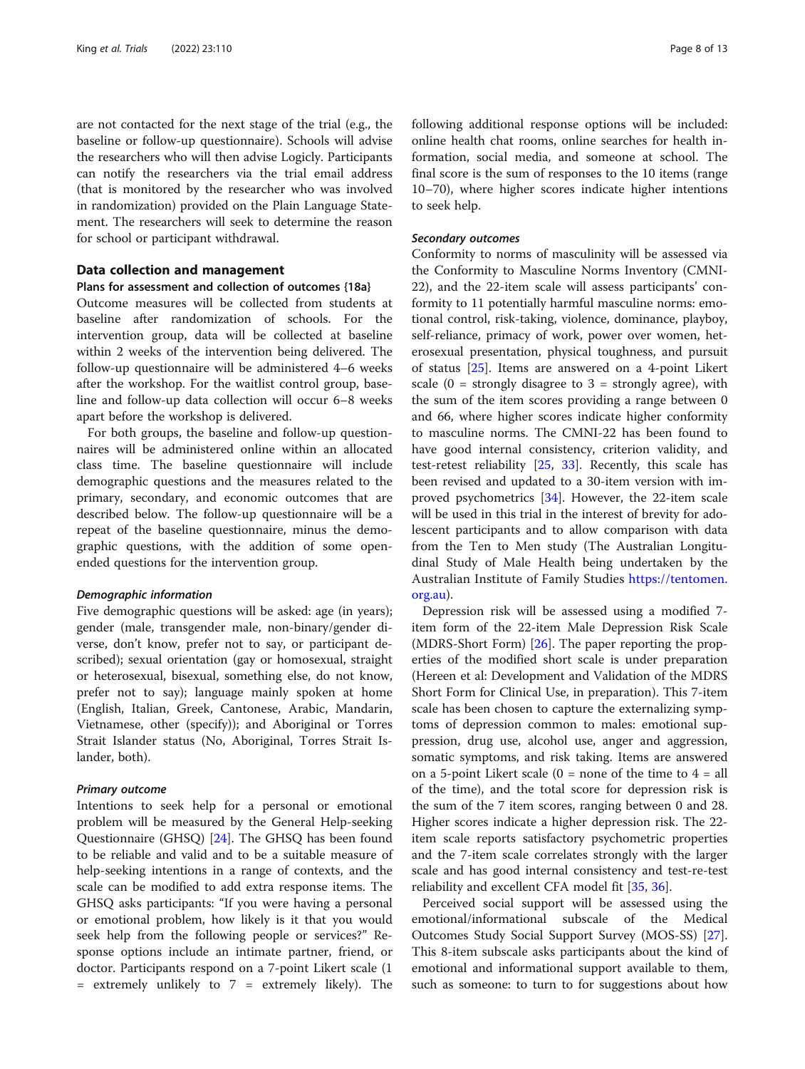are not contacted for the next stage of the trial (e.g., the baseline or follow-up questionnaire). Schools will advise the researchers who will then advise Logicly. Participants can notify the researchers via the trial email address (that is monitored by the researcher who was involved in randomization) provided on the Plain Language Statement. The researchers will seek to determine the reason for school or participant withdrawal.

## Data collection and management

### Plans for assessment and collection of outcomes {18a}

Outcome measures will be collected from students at baseline after randomization of schools. For the intervention group, data will be collected at baseline within 2 weeks of the intervention being delivered. The follow-up questionnaire will be administered 4–6 weeks after the workshop. For the waitlist control group, baseline and follow-up data collection will occur 6–8 weeks apart before the workshop is delivered.

For both groups, the baseline and follow-up questionnaires will be administered online within an allocated class time. The baseline questionnaire will include demographic questions and the measures related to the primary, secondary, and economic outcomes that are described below. The follow-up questionnaire will be a repeat of the baseline questionnaire, minus the demographic questions, with the addition of some open-ended questions for the intervention group.

#### *Demographic information*

Five demographic questions will be asked: age (in years); gender (male, transgender male, non-binary/gender diverse, don't know, prefer not to say, or participant described); sexual orientation (gay or homosexual, straight or heterosexual, bisexual, something else, do not know, prefer not to say); language mainly spoken at home (English, Italian, Greek, Cantonese, Arabic, Mandarin, Vietnamese, other (specify)); and Aboriginal or Torres Strait Islander status (No, Aboriginal, Torres Strait Islander, both).

#### *Primary outcome*

Intentions to seek help for a personal or emotional problem will be measured by the General Help-seeking Questionnaire (GHSQ) [24]. The GHSQ has been found to be reliable and valid and to be a suitable measure of help-seeking intentions in a range of contexts, and the scale can be modified to add extra response items. The GHSQ asks participants: "If you were having a personal or emotional problem, how likely is it that you would seek help from the following people or services?" Response options include an intimate partner, friend, or doctor. Participants respond on a 7-point Likert scale (1 = extremely unlikely to 7 = extremely likely). The following additional response options will be included: online health chat rooms, online searches for health information, social media, and someone at school. The final score is the sum of responses to the 10 items (range 10–70), where higher scores indicate higher intentions to seek help.

#### *Secondary outcomes*

Conformity to norms of masculinity will be assessed via the Conformity to Masculine Norms Inventory (CMNI-22), and the 22-item scale will assess participants' conformity to 11 potentially harmful masculine norms: emotional control, risk-taking, violence, dominance, playboy, self-reliance, primacy of work, power over women, heterosexual presentation, physical toughness, and pursuit of status [25]. Items are answered on a 4-point Likert scale (0 = strongly disagree to 3 = strongly agree), with the sum of the item scores providing a range between 0 and 66, where higher scores indicate higher conformity to masculine norms. The CMNI-22 has been found to have good internal consistency, criterion validity, and test-retest reliability [25, 33]. Recently, this scale has been revised and updated to a 30-item version with improved psychometrics [34]. However, the 22-item scale will be used in this trial in the interest of brevity for adolescent participants and to allow comparison with data from the Ten to Men study (The Australian Longitudinal Study of Male Health being undertaken by the Australian Institute of Family Studies https://tentomen.org.au).

Depression risk will be assessed using a modified 7-item form of the 22-item Male Depression Risk Scale (MDRS-Short Form) [26]. The paper reporting the properties of the modified short scale is under preparation (Hereen et al: Development and Validation of the MDRS Short Form for Clinical Use, in preparation). This 7-item scale has been chosen to capture the externalizing symptoms of depression common to males: emotional suppression, drug use, alcohol use, anger and aggression, somatic symptoms, and risk taking. Items are answered on a 5-point Likert scale (0 = none of the time to 4 = all of the time), and the total score for depression risk is the sum of the 7 item scores, ranging between 0 and 28. Higher scores indicate a higher depression risk. The 22-item scale reports satisfactory psychometric properties and the 7-item scale correlates strongly with the larger scale and has good internal consistency and test-re-test reliability and excellent CFA model fit [35, 36].

Perceived social support will be assessed using the emotional/informational subscale of the Medical Outcomes Study Social Support Survey (MOS-SS) [27]. This 8-item subscale asks participants about the kind of emotional and informational support available to them, such as someone: to turn to for suggestions about how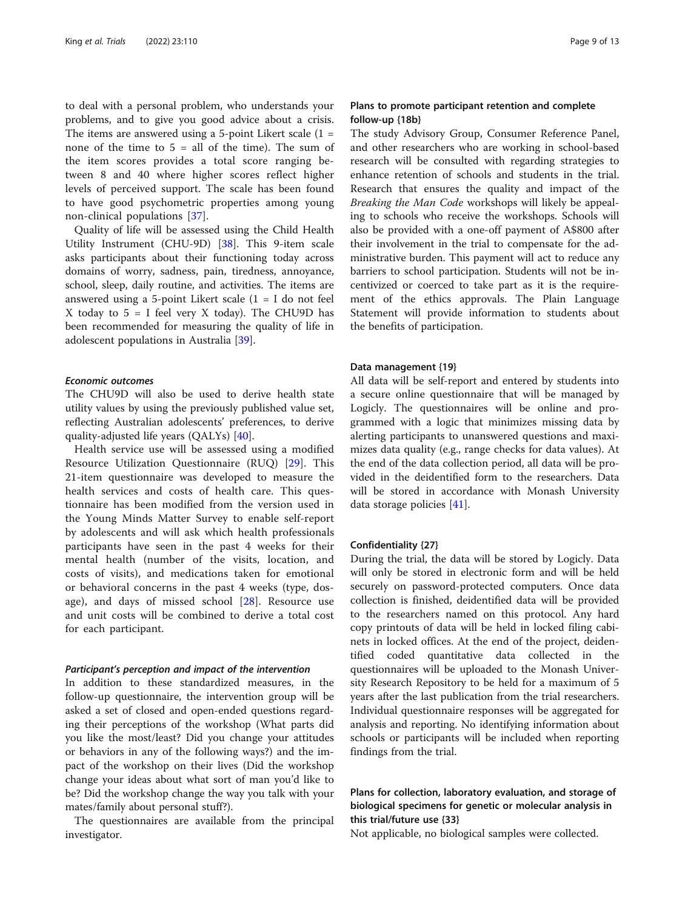to deal with a personal problem, who understands your problems, and to give you good advice about a crisis. The items are answered using a 5-point Likert scale (1 = none of the time to 5 = all of the time). The sum of the item scores provides a total score ranging between 8 and 40 where higher scores reflect higher levels of perceived support. The scale has been found to have good psychometric properties among young non-clinical populations [37].

Quality of life will be assessed using the Child Health Utility Instrument (CHU-9D) [38]. This 9-item scale asks participants about their functioning today across domains of worry, sadness, pain, tiredness, annoyance, school, sleep, daily routine, and activities. The items are answered using a 5-point Likert scale (1 = I do not feel X today to 5 = I feel very X today). The CHU9D has been recommended for measuring the quality of life in adolescent populations in Australia [39].

#### Economic outcomes

The CHU9D will also be used to derive health state utility values by using the previously published value set, reflecting Australian adolescents' preferences, to derive quality-adjusted life years (QALYs) [40].

Health service use will be assessed using a modified Resource Utilization Questionnaire (RUQ) [29]. This 21-item questionnaire was developed to measure the health services and costs of health care. This questionnaire has been modified from the version used in the Young Minds Matter Survey to enable self-report by adolescents and will ask which health professionals participants have seen in the past 4 weeks for their mental health (number of the visits, location, and costs of visits), and medications taken for emotional or behavioral concerns in the past 4 weeks (type, dosage), and days of missed school [28]. Resource use and unit costs will be combined to derive a total cost for each participant.

#### Participant's perception and impact of the intervention

In addition to these standardized measures, in the follow-up questionnaire, the intervention group will be asked a set of closed and open-ended questions regarding their perceptions of the workshop (What parts did you like the most/least? Did you change your attitudes or behaviors in any of the following ways?) and the impact of the workshop on their lives (Did the workshop change your ideas about what sort of man you'd like to be? Did the workshop change the way you talk with your mates/family about personal stuff?).

The questionnaires are available from the principal investigator.

### Plans to promote participant retention and complete follow-up {18b}

The study Advisory Group, Consumer Reference Panel, and other researchers who are working in school-based research will be consulted with regarding strategies to enhance retention of schools and students in the trial. Research that ensures the quality and impact of the *Breaking the Man Code* workshops will likely be appealing to schools who receive the workshops. Schools will also be provided with a one-off payment of A$800 after their involvement in the trial to compensate for the administrative burden. This payment will act to reduce any barriers to school participation. Students will not be incentivized or coerced to take part as it is the requirement of the ethics approvals. The Plain Language Statement will provide information to students about the benefits of participation.

### Data management {19}

All data will be self-report and entered by students into a secure online questionnaire that will be managed by Logicly. The questionnaires will be online and programmed with a logic that minimizes missing data by alerting participants to unanswered questions and maximizes data quality (e.g., range checks for data values). At the end of the data collection period, all data will be provided in the deidentified form to the researchers. Data will be stored in accordance with Monash University data storage policies [41].

### Confidentiality {27}

During the trial, the data will be stored by Logicly. Data will only be stored in electronic form and will be held securely on password-protected computers. Once data collection is finished, deidentified data will be provided to the researchers named on this protocol. Any hard copy printouts of data will be held in locked filing cabinets in locked offices. At the end of the project, deidentified coded quantitative data collected in the questionnaires will be uploaded to the Monash University Research Repository to be held for a maximum of 5 years after the last publication from the trial researchers. Individual questionnaire responses will be aggregated for analysis and reporting. No identifying information about schools or participants will be included when reporting findings from the trial.

### Plans for collection, laboratory evaluation, and storage of biological specimens for genetic or molecular analysis in this trial/future use {33}

Not applicable, no biological samples were collected.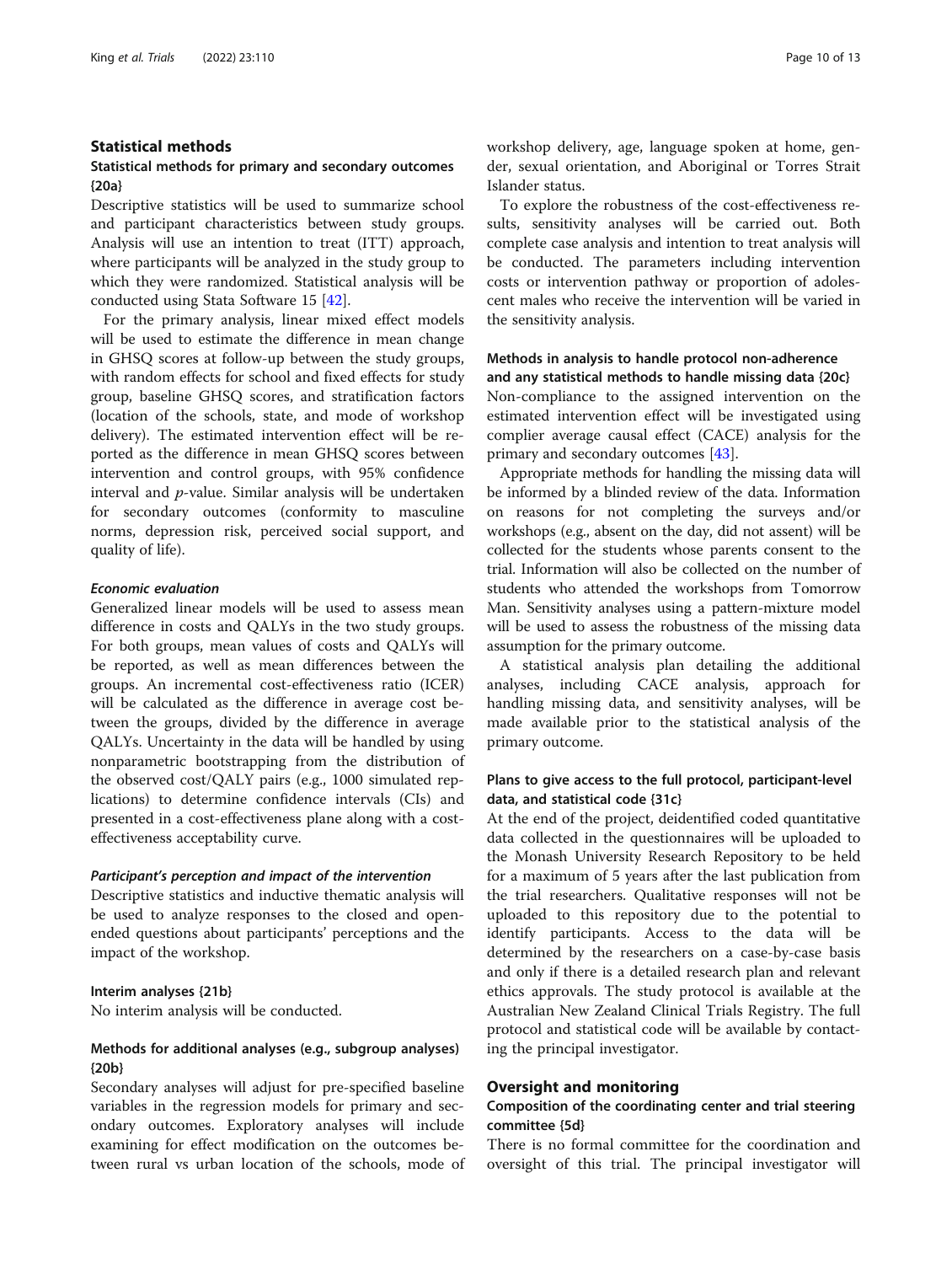## Statistical methods

### Statistical methods for primary and secondary outcomes {20a}

Descriptive statistics will be used to summarize school and participant characteristics between study groups. Analysis will use an intention to treat (ITT) approach, where participants will be analyzed in the study group to which they were randomized. Statistical analysis will be conducted using Stata Software 15 [42].

For the primary analysis, linear mixed effect models will be used to estimate the difference in mean change in GHSQ scores at follow-up between the study groups, with random effects for school and fixed effects for study group, baseline GHSQ scores, and stratification factors (location of the schools, state, and mode of workshop delivery). The estimated intervention effect will be reported as the difference in mean GHSQ scores between intervention and control groups, with 95% confidence interval and $p$-value. Similar analysis will be undertaken for secondary outcomes (conformity to masculine norms, depression risk, perceived social support, and quality of life).

#### *Economic evaluation*

Generalized linear models will be used to assess mean difference in costs and QALYs in the two study groups. For both groups, mean values of costs and QALYs will be reported, as well as mean differences between the groups. An incremental cost-effectiveness ratio (ICER) will be calculated as the difference in average cost between the groups, divided by the difference in average QALYs. Uncertainty in the data will be handled by using nonparametric bootstrapping from the distribution of the observed cost/QALY pairs (e.g., 1000 simulated replications) to determine confidence intervals (CIs) and presented in a cost-effectiveness plane along with a cost-effectiveness acceptability curve.

#### *Participant's perception and impact of the intervention*

Descriptive statistics and inductive thematic analysis will be used to analyze responses to the closed and open-ended questions about participants' perceptions and the impact of the workshop.

### Interim analyses {21b}

No interim analysis will be conducted.

### Methods for additional analyses (e.g., subgroup analyses) {20b}

Secondary analyses will adjust for pre-specified baseline variables in the regression models for primary and secondary outcomes. Exploratory analyses will include examining for effect modification on the outcomes between rural vs urban location of the schools, mode of workshop delivery, age, language spoken at home, gender, sexual orientation, and Aboriginal or Torres Strait Islander status.

To explore the robustness of the cost-effectiveness results, sensitivity analyses will be carried out. Both complete case analysis and intention to treat analysis will be conducted. The parameters including intervention costs or intervention pathway or proportion of adolescent males who receive the intervention will be varied in the sensitivity analysis.

### Methods in analysis to handle protocol non-adherence and any statistical methods to handle missing data {20c}

Non-compliance to the assigned intervention on the estimated intervention effect will be investigated using complier average causal effect (CACE) analysis for the primary and secondary outcomes [43].

Appropriate methods for handling the missing data will be informed by a blinded review of the data. Information on reasons for not completing the surveys and/or workshops (e.g., absent on the day, did not assent) will be collected for the students whose parents consent to the trial. Information will also be collected on the number of students who attended the workshops from Tomorrow Man. Sensitivity analyses using a pattern-mixture model will be used to assess the robustness of the missing data assumption for the primary outcome.

A statistical analysis plan detailing the additional analyses, including CACE analysis, approach for handling missing data, and sensitivity analyses, will be made available prior to the statistical analysis of the primary outcome.

### Plans to give access to the full protocol, participant-level data, and statistical code {31c}

At the end of the project, deidentified coded quantitative data collected in the questionnaires will be uploaded to the Monash University Research Repository to be held for a maximum of 5 years after the last publication from the trial researchers. Qualitative responses will not be uploaded to this repository due to the potential to identify participants. Access to the data will be determined by the researchers on a case-by-case basis and only if there is a detailed research plan and relevant ethics approvals. The study protocol is available at the Australian New Zealand Clinical Trials Registry. The full protocol and statistical code will be available by contacting the principal investigator.

## Oversight and monitoring

### Composition of the coordinating center and trial steering committee {5d}

There is no formal committee for the coordination and oversight of this trial. The principal investigator will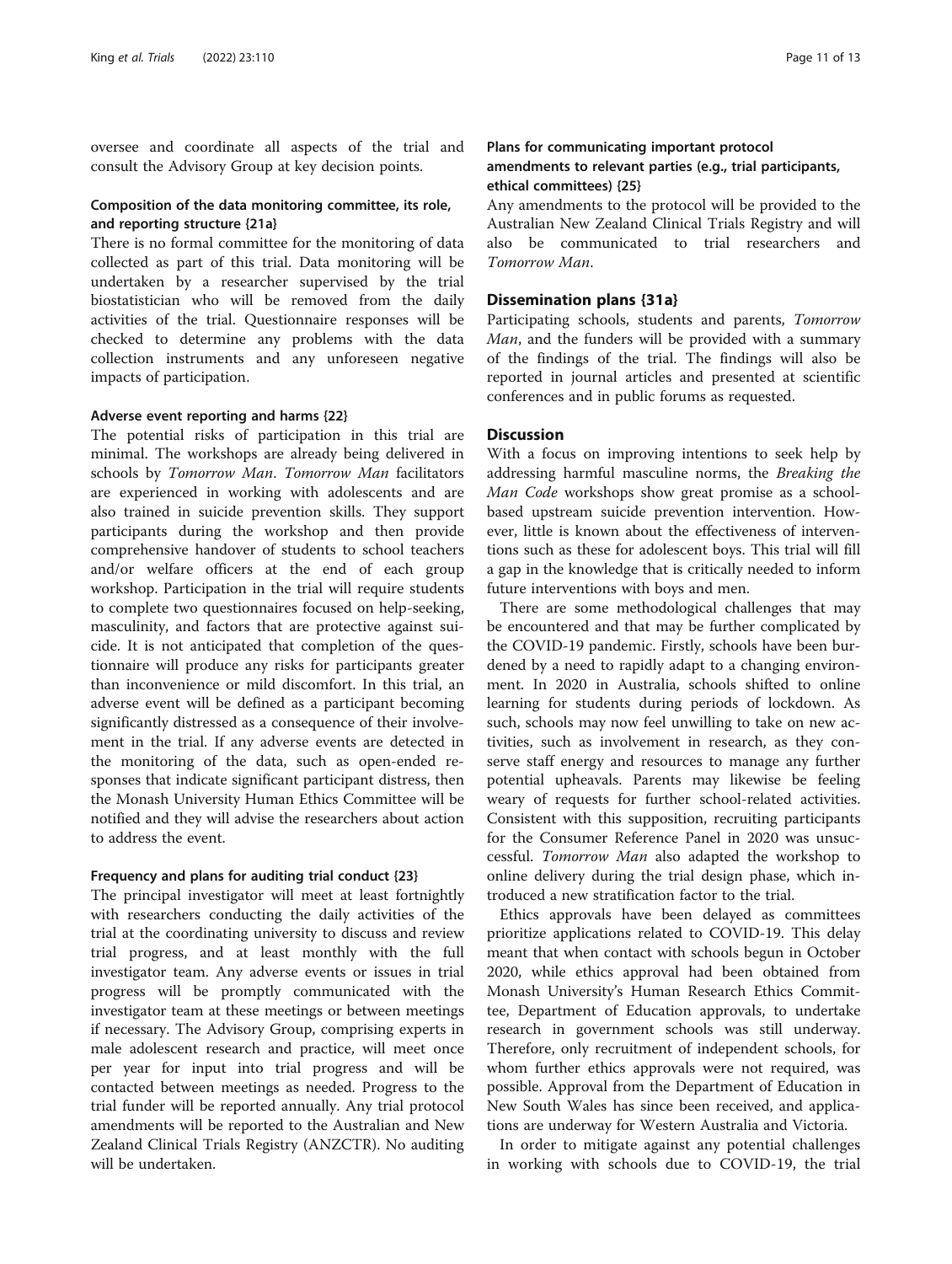oversee and coordinate all aspects of the trial and consult the Advisory Group at key decision points.

### Composition of the data monitoring committee, its role, and reporting structure {21a}

There is no formal committee for the monitoring of data collected as part of this trial. Data monitoring will be undertaken by a researcher supervised by the trial biostatistician who will be removed from the daily activities of the trial. Questionnaire responses will be checked to determine any problems with the data collection instruments and any unforeseen negative impacts of participation.

### Adverse event reporting and harms {22}

The potential risks of participation in this trial are minimal. The workshops are already being delivered in schools by *Tomorrow Man*. *Tomorrow Man* facilitators are experienced in working with adolescents and are also trained in suicide prevention skills. They support participants during the workshop and then provide comprehensive handover of students to school teachers and/or welfare officers at the end of each group workshop. Participation in the trial will require students to complete two questionnaires focused on help-seeking, masculinity, and factors that are protective against suicide. It is not anticipated that completion of the questionnaire will produce any risks for participants greater than inconvenience or mild discomfort. In this trial, an adverse event will be defined as a participant becoming significantly distressed as a consequence of their involvement in the trial. If any adverse events are detected in the monitoring of the data, such as open-ended responses that indicate significant participant distress, then the Monash University Human Ethics Committee will be notified and they will advise the researchers about action to address the event.

### Frequency and plans for auditing trial conduct {23}

The principal investigator will meet at least fortnightly with researchers conducting the daily activities of the trial at the coordinating university to discuss and review trial progress, and at least monthly with the full investigator team. Any adverse events or issues in trial progress will be promptly communicated with the investigator team at these meetings or between meetings if necessary. The Advisory Group, comprising experts in male adolescent research and practice, will meet once per year for input into trial progress and will be contacted between meetings as needed. Progress to the trial funder will be reported annually. Any trial protocol amendments will be reported to the Australian and New Zealand Clinical Trials Registry (ANZCTR). No auditing will be undertaken.

### Plans for communicating important protocol amendments to relevant parties (e.g., trial participants, ethical committees) {25}

Any amendments to the protocol will be provided to the Australian New Zealand Clinical Trials Registry and will also be communicated to trial researchers and *Tomorrow Man*.

## Dissemination plans {31a}

Participating schools, students and parents, *Tomorrow Man*, and the funders will be provided with a summary of the findings of the trial. The findings will also be reported in journal articles and presented at scientific conferences and in public forums as requested.

## Discussion

With a focus on improving intentions to seek help by addressing harmful masculine norms, the *Breaking the Man Code* workshops show great promise as a school-based upstream suicide prevention intervention. However, little is known about the effectiveness of interventions such as these for adolescent boys. This trial will fill a gap in the knowledge that is critically needed to inform future interventions with boys and men.

There are some methodological challenges that may be encountered and that may be further complicated by the COVID-19 pandemic. Firstly, schools have been burdened by a need to rapidly adapt to a changing environment. In 2020 in Australia, schools shifted to online learning for students during periods of lockdown. As such, schools may now feel unwilling to take on new activities, such as involvement in research, as they conserve staff energy and resources to manage any further potential upheavals. Parents may likewise be feeling weary of requests for further school-related activities. Consistent with this supposition, recruiting participants for the Consumer Reference Panel in 2020 was unsuccessful. *Tomorrow Man* also adapted the workshop to online delivery during the trial design phase, which introduced a new stratification factor to the trial.

Ethics approvals have been delayed as committees prioritize applications related to COVID-19. This delay meant that when contact with schools begun in October 2020, while ethics approval had been obtained from Monash University's Human Research Ethics Committee, Department of Education approvals, to undertake research in government schools was still underway. Therefore, only recruitment of independent schools, for whom further ethics approvals were not required, was possible. Approval from the Department of Education in New South Wales has since been received, and applications are underway for Western Australia and Victoria.

In order to mitigate against any potential challenges in working with schools due to COVID-19, the trial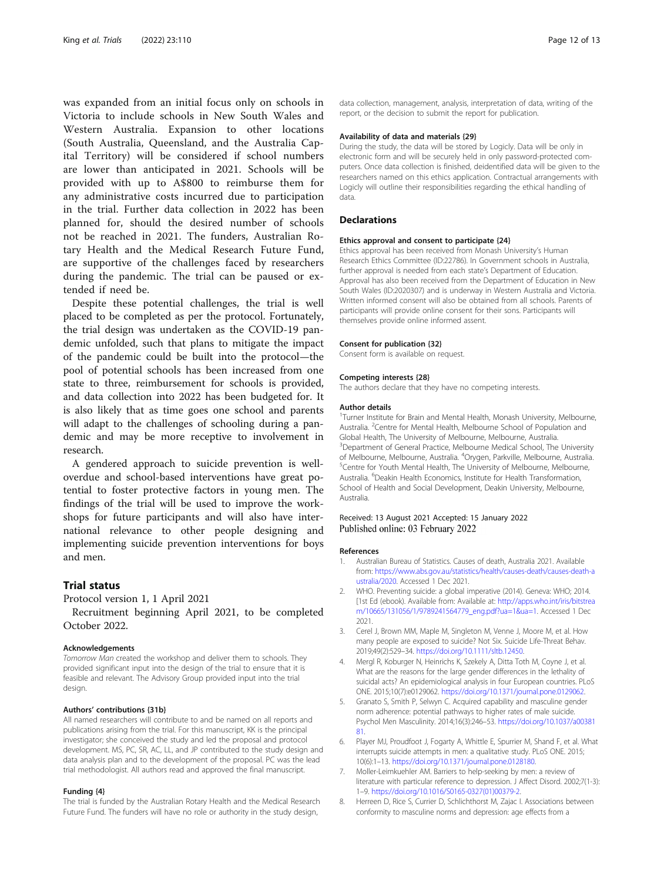was expanded from an initial focus only on schools in Victoria to include schools in New South Wales and Western Australia. Expansion to other locations (South Australia, Queensland, and the Australia Capital Territory) will be considered if school numbers are lower than anticipated in 2021. Schools will be provided with up to A$800 to reimburse them for any administrative costs incurred due to participation in the trial. Further data collection in 2022 has been planned for, should the desired number of schools not be reached in 2021. The funders, Australian Rotary Health and the Medical Research Future Fund, are supportive of the challenges faced by researchers during the pandemic. The trial can be paused or extended if need be.

Despite these potential challenges, the trial is well placed to be completed as per the protocol. Fortunately, the trial design was undertaken as the COVID-19 pandemic unfolded, such that plans to mitigate the impact of the pandemic could be built into the protocol—the pool of potential schools has been increased from one state to three, reimbursement for schools is provided, and data collection into 2022 has been budgeted for. It is also likely that as time goes one school and parents will adapt to the challenges of schooling during a pandemic and may be more receptive to involvement in research.

A gendered approach to suicide prevention is well-overdue and school-based interventions have great potential to foster protective factors in young men. The findings of the trial will be used to improve the workshops for future participants and will also have international relevance to other people designing and implementing suicide prevention interventions for boys and men.

## Trial status

Protocol version 1, 1 April 2021

Recruitment beginning April 2021, to be completed October 2022.

#### Acknowledgements

*Tomorrow Man* created the workshop and deliver them to schools. They provided significant input into the design of the trial to ensure that it is feasible and relevant. The Advisory Group provided input into the trial design.

#### Authors' contributions {31b}

All named researchers will contribute to and be named on all reports and publications arising from the trial. For this manuscript, KK is the principal investigator; she conceived the study and led the proposal and protocol development. MS, PC, SR, AC, LL, and JP contributed to the study design and data analysis plan and to the development of the proposal. PC was the lead trial methodologist. All authors read and approved the final manuscript.

#### Funding {4}

The trial is funded by the Australian Rotary Health and the Medical Research Future Fund. The funders will have no role or authority in the study design, data collection, management, analysis, interpretation of data, writing of the report, or the decision to submit the report for publication.

#### Availability of data and materials {29}

During the study, the data will be stored by Logicly. Data will be only in electronic form and will be securely held in only password-protected computers. Once data collection is finished, deidentified data will be given to the researchers named on this ethics application. Contractual arrangements with Logicly will outline their responsibilities regarding the ethical handling of data.

## Declarations

#### Ethics approval and consent to participate {24}

Ethics approval has been received from Monash University's Human Research Ethics Committee (ID:22786). In Government schools in Australia, further approval is needed from each state's Department of Education. Approval has also been received from the Department of Education in New South Wales (ID:2020307) and is underway in Western Australia and Victoria. Written informed consent will also be obtained from all schools. Parents of participants will provide online consent for their sons. Participants will themselves provide online informed assent.

#### Consent for publication {32}

Consent form is available on request.

#### Competing interests {28}

The authors declare that they have no competing interests.

#### Author details

[1]Turner Institute for Brain and Mental Health, Monash University, Melbourne, Australia. [2]Centre for Mental Health, Melbourne School of Population and Global Health, The University of Melbourne, Melbourne, Australia. [3]Department of General Practice, Melbourne Medical School, The University of Melbourne, Melbourne, Australia. [4]Orygen, Parkville, Melbourne, Australia. [5]Centre for Youth Mental Health, The University of Melbourne, Melbourne, Australia. [6]Deakin Health Economics, Institute for Health Transformation, School of Health and Social Development, Deakin University, Melbourne, Australia.

Received: 13 August 2021 Accepted: 15 January 2022
Published online: 03 February 2022

#### References

1. Australian Bureau of Statistics. Causes of death, Australia 2021. Available from: https://www.abs.gov.au/statistics/health/causes-death/causes-death-australia/2020. Accessed 1 Dec 2021.
2. WHO. Preventing suicide: a global imperative (2014). Geneva: WHO; 2014. [1st Ed (ebook). Available from: Available at: http://apps.who.int/iris/bitstream/10665/131056/1/9789241564779_eng.pdf?ua=1&ua=1. Accessed 1 Dec 2021.
3. Cerel J, Brown MM, Maple M, Singleton M, Venne J, Moore M, et al. How many people are exposed to suicide? Not Six. Suicide Life-Threat Behav. 2019;49(2):529–34. https://doi.org/10.1111/sltb.12450.
4. Mergl R, Koburger N, Heinrichs K, Szekely A, Ditta Toth M, Coyne J, et al. What are the reasons for the large gender differences in the lethality of suicidal acts? An epidemiological analysis in four European countries. PLoS ONE. 2015;10(7):e0129062. https://doi.org/10.1371/journal.pone.0129062.
5. Granato S, Smith P, Selwyn C. Acquired capability and masculine gender norm adherence: potential pathways to higher rates of male suicide. Psychol Men Masculinity. 2014;16(3):246–53. https://doi.org/10.1037/a0038181.
6. Player MJ, Proudfoot J, Fogarty A, Whittle E, Spurrier M, Shand F, et al. What interrupts suicide attempts in men: a qualitative study. PLoS ONE. 2015; 10(6):1–13. https://doi.org/10.1371/journal.pone.0128180.
7. Moller-Leimkuehler AM. Barriers to help-seeking by men: a review of literature with particular reference to depression. J Affect Disord. 2002;7(1-3): 1–9. https://doi.org/10.1016/S0165-0327(01)00379-2.
8. Herreen D, Rice S, Currier D, Schlichthorst M, Zajac I. Associations between conformity to masculine norms and depression: age effects from a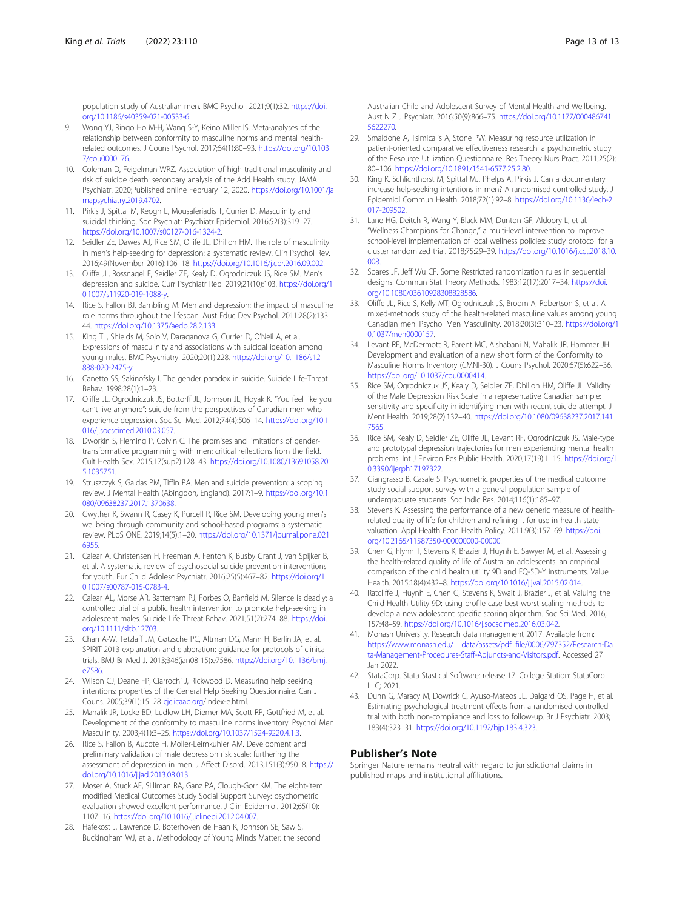population study of Australian men. BMC Psychol. 2021;9(1):32. https://doi.org/10.1186/s40359-021-00533-6.

9. Wong YJ, Ringo Ho M-H, Wang S-Y, Keino Miller IS. Meta-analyses of the relationship between conformity to masculine norms and mental health-related outcomes. J Couns Psychol. 2017;64(1):80–93. https://doi.org/10.1037/cou0000176.
10. Coleman D, Feigelman WRZ. Association of high traditional masculinity and risk of suicide death: secondary analysis of the Add Health study. JAMA Psychiatr. 2020;Published online February 12, 2020. https://doi.org/10.1001/jamapsychiatry.2019.4702.
11. Pirkis J, Spittal M, Keogh L, Mousaferiadis T, Currier D. Masculinity and suicidal thinking. Soc Psychiatr Psychiatr Epidemiol. 2016;52(3):319–27. https://doi.org/10.1007/s00127-016-1324-2.
12. Seidler ZE, Dawes AJ, Rice SM, Ollife JL, Dhillon HM. The role of masculinity in men's help-seeking for depression: a systematic review. Clin Psychol Rev. 2016;49(November 2016):106–18. https://doi.org/10.1016/j.cpr.2016.09.002.
13. Oliffe JL, Rossnagel E, Seidler ZE, Kealy D, Ogrodniczuk JS, Rice SM. Men's depression and suicide. Curr Psychiatr Rep. 2019;21(10):103. https://doi.org/10.1007/s11920-019-1088-y.
14. Rice S, Fallon BJ, Bambling M. Men and depression: the impact of masculine role norms throughout the lifespan. Aust Educ Dev Psychol. 2011;28(2):133–44. https://doi.org/10.1375/aedp.28.2.133.
15. King TL, Shields M, Sojo V, Daraganova G, Currier D, O'Neil A, et al. Expressions of masculinity and associations with suicidal ideation among young males. BMC Psychiatry. 2020;20(1):228. https://doi.org/10.1186/s12888-020-2475-y.
16. Canetto SS, Sakinofsky I. The gender paradox in suicide. Suicide Life-Threat Behav. 1998;28(1):1–23.
17. Oliffe JL, Ogrodniczuk JS, Bottorff JL, Johnson JL, Hoyak K. "You feel like you can't live anymore": suicide from the perspectives of Canadian men who experience depression. Soc Sci Med. 2012;74(4):506–14. https://doi.org/10.1016/j.socscimed.2010.03.057.
18. Dworkin S, Fleming P, Colvin C. The promises and limitations of gender-transformative programming with men: critical reflections from the field. Cult Health Sex. 2015;17(sup2):128–43. https://doi.org/10.1080/13691058.2015.1035751.
19. Struszczyk S, Galdas PM, Tiffin PA. Men and suicide prevention: a scoping review. J Mental Health (Abingdon, England). 2017:1–9. https://doi.org/10.1080/09638237.2017.1370638.
20. Gwyther K, Swann R, Casey K, Purcell R, Rice SM. Developing young men's wellbeing through community and school-based programs: a systematic review. PLoS ONE. 2019;14(5):1–20. https://doi.org/10.1371/journal.pone.0216955.
21. Calear A, Christensen H, Freeman A, Fenton K, Busby Grant J, van Spijker B, et al. A systematic review of psychosocial suicide prevention interventions for youth. Eur Child Adolesc Psychiatr. 2016;25(5):467–82. https://doi.org/10.1007/s00787-015-0783-4.
22. Calear AL, Morse AR, Batterham PJ, Forbes O, Banfield M. Silence is deadly: a controlled trial of a public health intervention to promote help-seeking in adolescent males. Suicide Life Threat Behav. 2021;51(2):274–88. https://doi.org/10.1111/sltb.12703.
23. Chan A-W, Tetzlaff JM, Gøtzsche PC, Altman DG, Mann H, Berlin JA, et al. SPIRIT 2013 explanation and elaboration: guidance for protocols of clinical trials. BMJ Br Med J. 2013;346(jan08 15):e7586. https://doi.org/10.1136/bmj.e7586.
24. Wilson CJ, Deane FP, Ciarrochi J, Rickwood D. Measuring help seeking intentions: properties of the General Help Seeking Questionnaire. Can J Couns. 2005;39(1):15–28 cjc.icaap.org/index-e.html.
25. Mahalik JR, Locke BD, Ludlow LH, Diemer MA, Scott RP, Gottfried M, et al. Development of the conformity to masculine norms inventory. Psychol Men Masculinity. 2003;4(1):3–25. https://doi.org/10.1037/1524-9220.4.1.3.
26. Rice S, Fallon B, Aucote H, Moller-Leimkuhler AM. Development and preliminary validation of male depression risk scale: furthering the assessment of depression in men. J Affect Disord. 2013;151(3):950–8. https://doi.org/10.1016/j.jad.2013.08.013.
27. Moser A, Stuck AE, Silliman RA, Ganz PA, Clough-Gorr KM. The eight-item modified Medical Outcomes Study Social Support Survey: psychometric evaluation showed excellent performance. J Clin Epidemiol. 2012;65(10):1107–16. https://doi.org/10.1016/j.jclinepi.2012.04.007.
28. Hafekost J, Lawrence D. Boterhoven de Haan K, Johnson SE, Saw S, Buckingham WJ, et al. Methodology of Young Minds Matter: the second Australian Child and Adolescent Survey of Mental Health and Wellbeing. Aust N Z J Psychiatr. 2016;50(9):866–75. https://doi.org/10.1177/0004867415622270.
29. Smaldone A, Tsimicalis A, Stone PW. Measuring resource utilization in patient-oriented comparative effectiveness research: a psychometric study of the Resource Utilization Questionnaire. Res Theory Nurs Pract. 2011;25(2):80–106. https://doi.org/10.1891/1541-6577.25.2.80.
30. King K, Schlichthorst M, Spittal MJ, Phelps A, Pirkis J. Can a documentary increase help-seeking intentions in men? A randomised controlled study. J Epidemiol Commun Health. 2018;72(1):92–8. https://doi.org/10.1136/jech-2017-209502.
31. Lane HG, Deitch R, Wang Y, Black MM, Dunton GF, Aldoory L, et al. "Wellness Champions for Change," a multi-level intervention to improve school-level implementation of local wellness policies: study protocol for a cluster randomized trial. 2018;75:29–39. https://doi.org/10.1016/j.cct.2018.10.008.
32. Soares JF, Jeff Wu CF. Some Restricted randomization rules in sequential designs. Commun Stat Theory Methods. 1983;12(17):2017–34. https://doi.org/10.1080/03610928308828586.
33. Oliffe JL, Rice S, Kelly MT, Ogrodniczuk JS, Broom A, Robertson S, et al. A mixed-methods study of the health-related masculine values among young Canadian men. Psychol Men Masculinity. 2018;20(3):310–23. https://doi.org/10.1037/men0000157.
34. Levant RF, McDermott R, Parent MC, Alshabani N, Mahalik JR, Hammer JH. Development and evaluation of a new short form of the Conformity to Masculine Norms Inventory (CMNI-30). J Couns Psychol. 2020;67(5):622–36. https://doi.org/10.1037/cou0000414.
35. Rice SM, Ogrodniczuk JS, Kealy D, Seidler ZE, Dhillon HM, Oliffe JL. Validity of the Male Depression Risk Scale in a representative Canadian sample: sensitivity and specificity in identifying men with recent suicide attempt. J Ment Health. 2019;28(2):132–40. https://doi.org/10.1080/09638237.2017.1417565.
36. Rice SM, Kealy D, Seidler ZE, Oliffe JL, Levant RF, Ogrodniczuk JS. Male-type and prototypal depression trajectories for men experiencing mental health problems. Int J Environ Res Public Health. 2020;17(19):1–15. https://doi.org/10.3390/ijerph17197322.
37. Giangrasso B, Casale S. Psychometric properties of the medical outcome study social support survey with a general population sample of undergraduate students. Soc Indic Res. 2014;116(1):185–97.
38. Stevens K. Assessing the performance of a new generic measure of health-related quality of life for children and refining it for use in health state valuation. Appl Health Econ Health Policy. 2011;9(3):157–69. https://doi.org/10.2165/11587350-000000000-00000.
39. Chen G, Flynn T, Stevens K, Brazier J, Huynh E, Sawyer M, et al. Assessing the health-related quality of life of Australian adolescents: an empirical comparison of the child health utility 9D and EQ-5D-Y instruments. Value Health. 2015;18(4):432–8. https://doi.org/10.1016/j.jval.2015.02.014.
40. Ratcliffe J, Huynh E, Chen G, Stevens K, Swait J, Brazier J, et al. Valuing the Child Health Utility 9D: using profile case best worst scaling methods to develop a new adolescent specific scoring algorithm. Soc Sci Med. 2016;157:48–59. https://doi.org/10.1016/j.socscimed.2016.03.042.
41. Monash University. Research data management 2017. Available from: https://www.monash.edu/__data/assets/pdf_file/0006/797352/Research-Data-Management-Procedures-Staff-Adjuncts-and-Visitors.pdf. Accessed 27 Jan 2022.
42. StataCorp. Stata Stastical Software: release 17. College Station: StataCorp LLC; 2021.
43. Dunn G, Maracy M, Dowrick C, Ayuso-Mateos JL, Dalgard OS, Page H, et al. Estimating psychological treatment effects from a randomised controlled trial with both non-compliance and loss to follow-up. Br J Psychiatr. 2003;183(4):323–31. https://doi.org/10.1192/bjp.183.4.323.

## Publisher's Note

Springer Nature remains neutral with regard to jurisdictional claims in published maps and institutional affiliations.